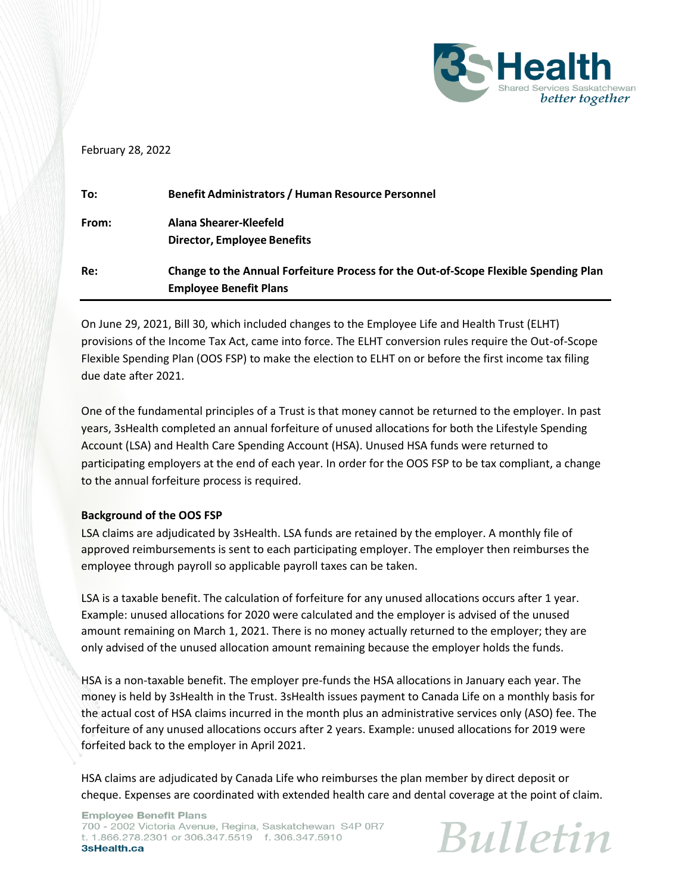February 28, 2022

| | |
|---|---|
| **To:** | **Benefit Administrators / Human Resource Personnel** |
| **From:** | **Alana Shearer-Kleefeld**<br>**Director, Employee Benefits** |
| **Re:** | **Change to the Annual Forfeiture Process for the Out-of-Scope Flexible Spending Plan Employee Benefit Plans** |

On June 29, 2021, Bill 30, which included changes to the Employee Life and Health Trust (ELHT) provisions of the Income Tax Act, came into force. The ELHT conversion rules require the Out-of-Scope Flexible Spending Plan (OOS FSP) to make the election to ELHT on or before the first income tax filing due date after 2021.

One of the fundamental principles of a Trust is that money cannot be returned to the employer. In past years, 3sHealth completed an annual forfeiture of unused allocations for both the Lifestyle Spending Account (LSA) and Health Care Spending Account (HSA). Unused HSA funds were returned to participating employers at the end of each year. In order for the OOS FSP to be tax compliant, a change to the annual forfeiture process is required.

**Background of the OOS FSP**

LSA claims are adjudicated by 3sHealth. LSA funds are retained by the employer. A monthly file of approved reimbursements is sent to each participating employer. The employer then reimburses the employee through payroll so applicable payroll taxes can be taken.

LSA is a taxable benefit. The calculation of forfeiture for any unused allocations occurs after 1 year. Example: unused allocations for 2020 were calculated and the employer is advised of the unused amount remaining on March 1, 2021. There is no money actually returned to the employer; they are only advised of the unused allocation amount remaining because the employer holds the funds.

HSA is a non-taxable benefit. The employer pre-funds the HSA allocations in January each year. The money is held by 3sHealth in the Trust. 3sHealth issues payment to Canada Life on a monthly basis for the actual cost of HSA claims incurred in the month plus an administrative services only (ASO) fee. The forfeiture of any unused allocations occurs after 2 years. Example: unused allocations for 2019 were forfeited back to the employer in April 2021.

HSA claims are adjudicated by Canada Life who reimburses the plan member by direct deposit or cheque. Expenses are coordinated with extended health care and dental coverage at the point of claim.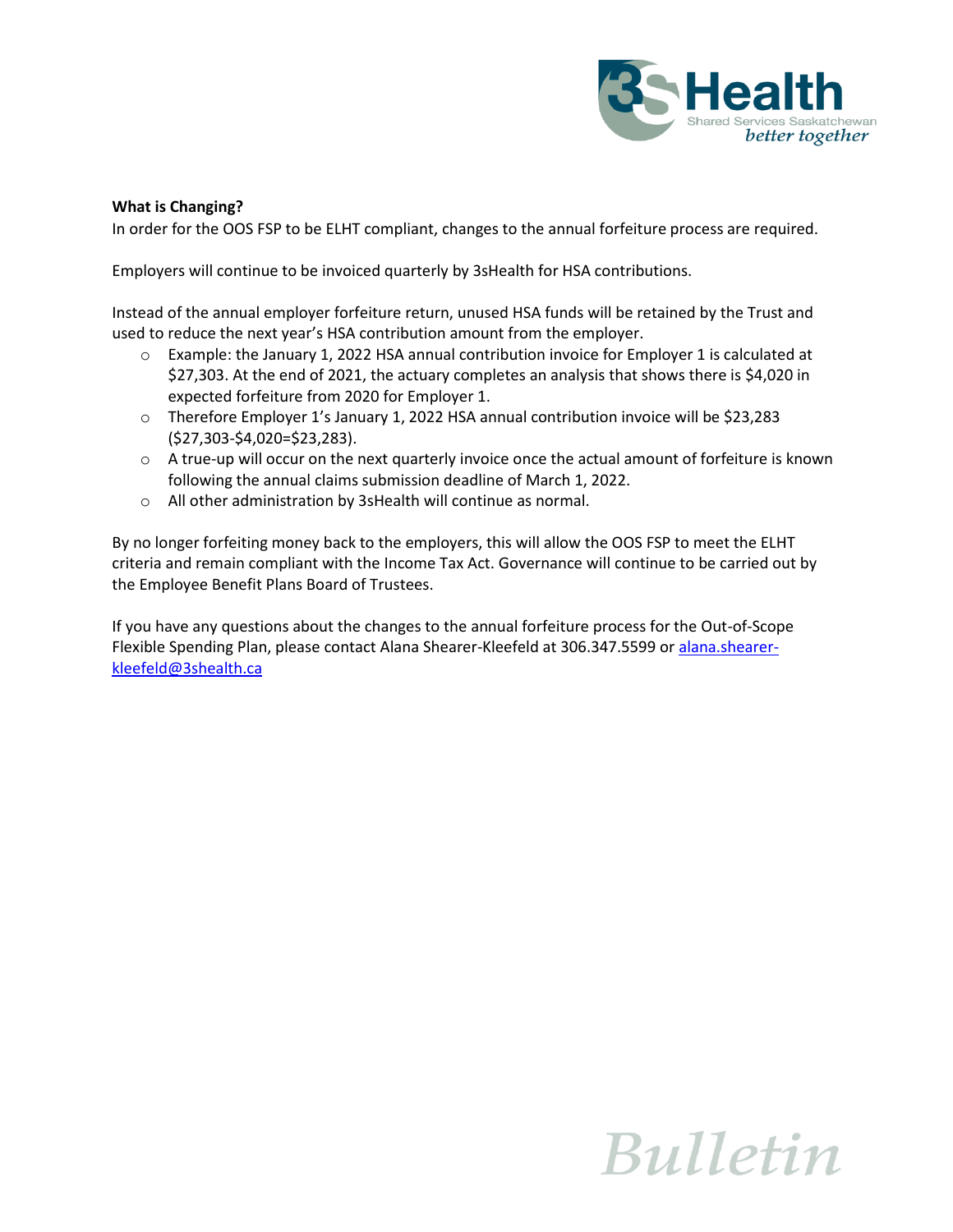**What is Changing?**

In order for the OOS FSP to be ELHT compliant, changes to the annual forfeiture process are required.

Employers will continue to be invoiced quarterly by 3sHealth for HSA contributions.

Instead of the annual employer forfeiture return, unused HSA funds will be retained by the Trust and used to reduce the next year's HSA contribution amount from the employer.

- Example: the January 1, 2022 HSA annual contribution invoice for Employer 1 is calculated at $27,303. At the end of 2021, the actuary completes an analysis that shows there is $4,020 in expected forfeiture from 2020 for Employer 1.
- Therefore Employer 1's January 1, 2022 HSA annual contribution invoice will be $23,283 ($27,303-$4,020=$23,283).
- A true-up will occur on the next quarterly invoice once the actual amount of forfeiture is known following the annual claims submission deadline of March 1, 2022.
- All other administration by 3sHealth will continue as normal.

By no longer forfeiting money back to the employers, this will allow the OOS FSP to meet the ELHT criteria and remain compliant with the Income Tax Act. Governance will continue to be carried out by the Employee Benefit Plans Board of Trustees.

If you have any questions about the changes to the annual forfeiture process for the Out-of-Scope Flexible Spending Plan, please contact Alana Shearer-Kleefeld at 306.347.5599 or [alana.shearer-kleefeld@3shealth.ca](mailto:alana.shearer-kleefeld@3shealth.ca)